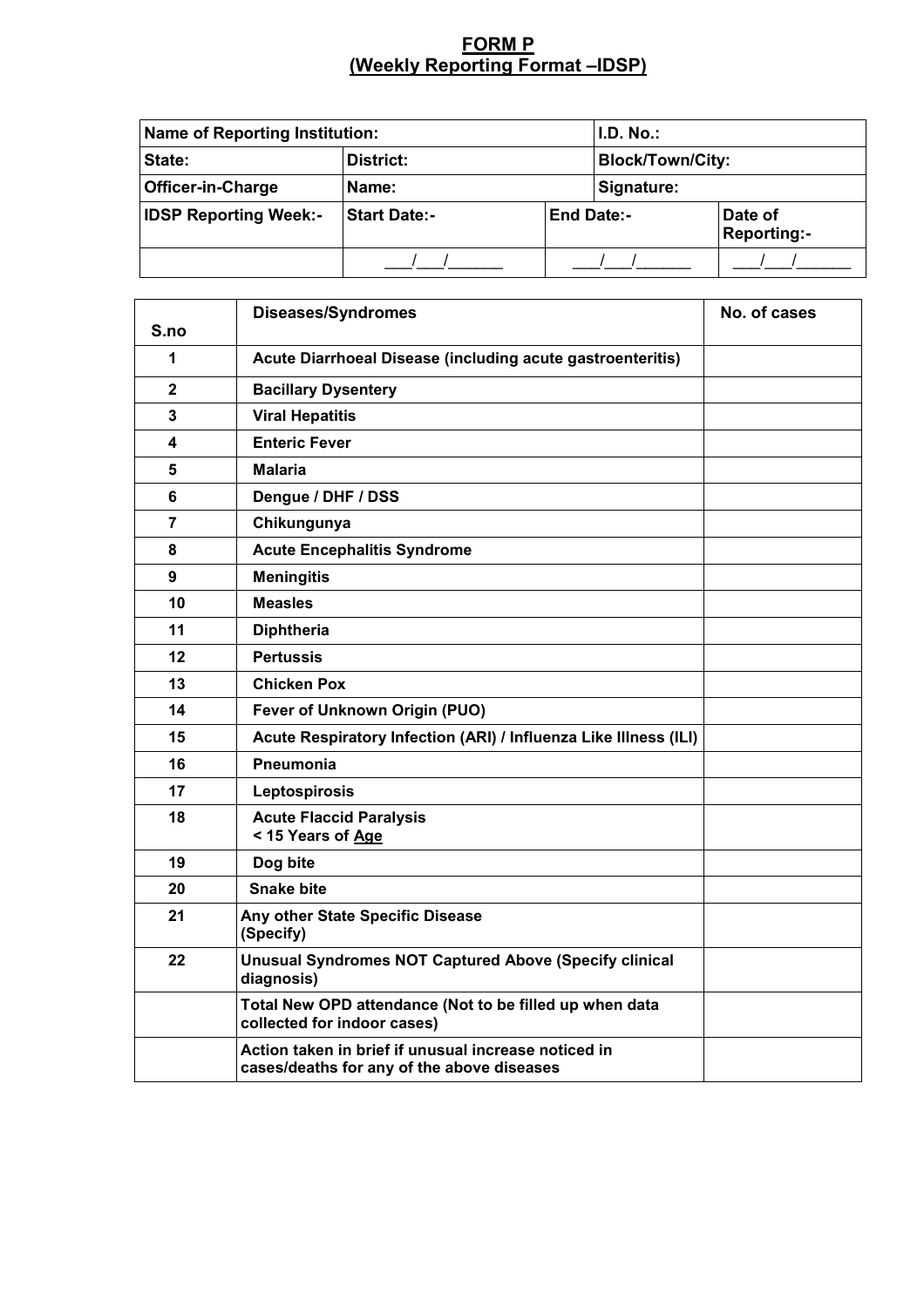# FORM P
## (Weekly Reporting Format –IDSP)

| Name of Reporting Institution: | | | I.D. No.: |
|---|---|---|---|
| State: | District: | | Block/Town/City: |
| Officer-in-Charge | Name: | | Signature: |
| IDSP Reporting Week:- | Start Date:- | End Date:- | Date of Reporting:- |
| | ___/___/______ | ___/___/______ | ___/___/______ |

| S.no | Diseases/Syndromes | No. of cases |
|---|---|---|
| 1 | Acute Diarrhoeal Disease (including acute gastroenteritis) | |
| 2 | Bacillary Dysentery | |
| 3 | Viral Hepatitis | |
| 4 | Enteric Fever | |
| 5 | Malaria | |
| 6 | Dengue / DHF / DSS | |
| 7 | Chikungunya | |
| 8 | Acute Encephalitis Syndrome | |
| 9 | Meningitis | |
| 10 | Measles | |
| 11 | Diphtheria | |
| 12 | Pertussis | |
| 13 | Chicken Pox | |
| 14 | Fever of Unknown Origin (PUO) | |
| 15 | Acute Respiratory Infection (ARI) / Influenza Like Illness (ILI) | |
| 16 | Pneumonia | |
| 17 | Leptospirosis | |
| 18 | Acute Flaccid Paralysis < 15 Years of Age | |
| 19 | Dog bite | |
| 20 | Snake bite | |
| 21 | Any other State Specific Disease (Specify) | |
| 22 | Unusual Syndromes NOT Captured Above (Specify clinical diagnosis) | |
| | Total New OPD attendance (Not to be filled up when data collected for indoor cases) | |
| | Action taken in brief if unusual increase noticed in cases/deaths for any of the above diseases | |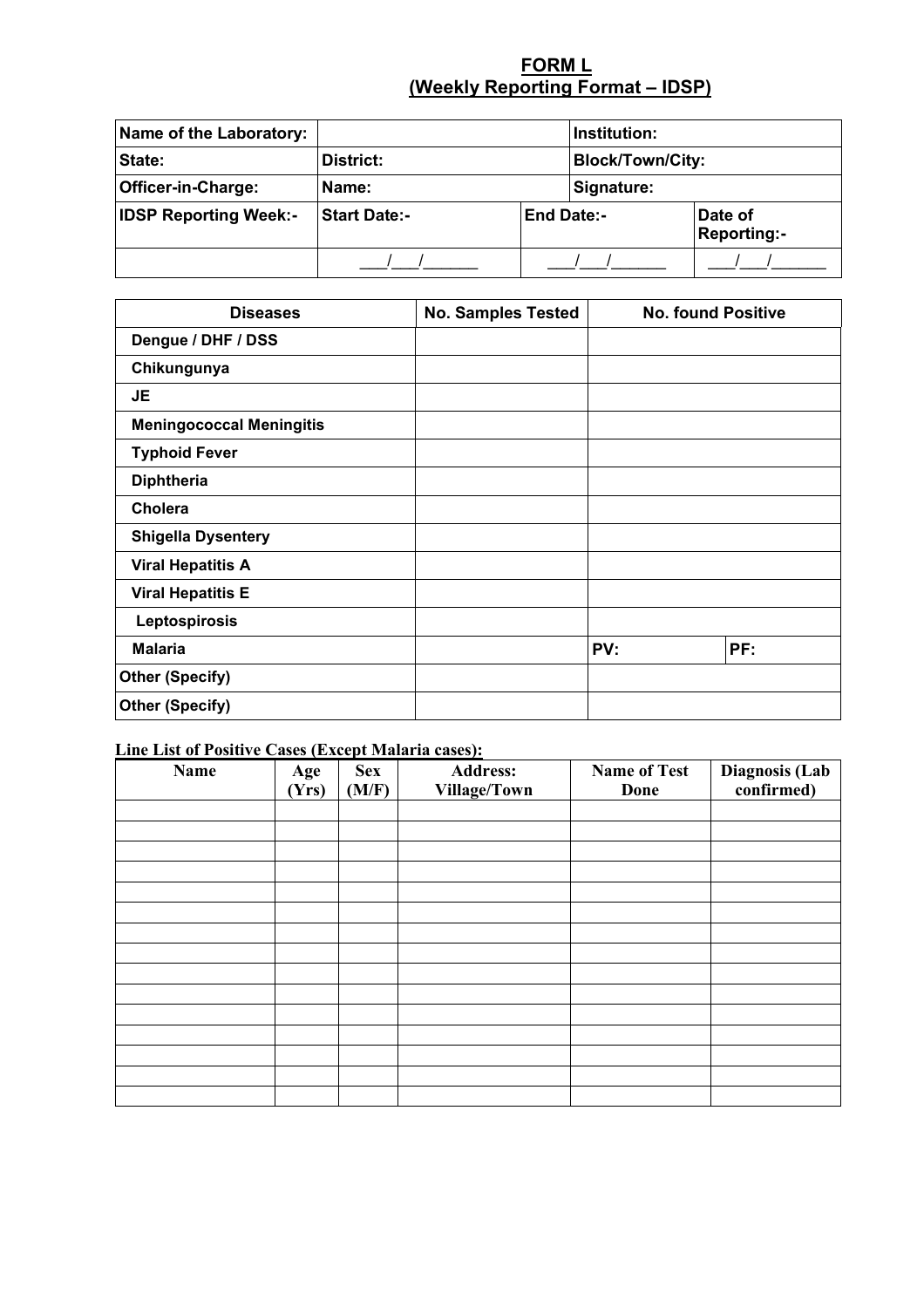# FORM L
## (Weekly Reporting Format – IDSP)

| | | | | |
|---|---|---|---|---|
| **Name of the Laboratory:** | | | **Institution:** | |
| **State:** | **District:** | | **Block/Town/City:** | |
| **Officer-in-Charge:** | **Name:** | | **Signature:** | |
| **IDSP Reporting Week:-** | **Start Date:-** | **End Date:-** | | **Date of Reporting:-** |
| | ___/___/______ | ___/___/______ | | ___/___/______ |

| Diseases | No. Samples Tested | No. found Positive | |
|---|---|---|---|
| Dengue / DHF / DSS | | | |
| Chikungunya | | | |
| JE | | | |
| Meningococcal Meningitis | | | |
| Typhoid Fever | | | |
| Diphtheria | | | |
| Cholera | | | |
| Shigella Dysentery | | | |
| Viral Hepatitis A | | | |
| Viral Hepatitis E | | | |
| Leptospirosis | | | |
| Malaria | | PV: | PF: |
| Other (Specify) | | | |
| Other (Specify) | | | |

**Line List of Positive Cases (Except Malaria cases):**

| Name | Age (Yrs) | Sex (M/F) | Address: Village/Town | Name of Test Done | Diagnosis (Lab confirmed) |
|---|---|---|---|---|---|
| | | | | | |
| | | | | | |
| | | | | | |
| | | | | | |
| | | | | | |
| | | | | | |
| | | | | | |
| | | | | | |
| | | | | | |
| | | | | | |
| | | | | | |
| | | | | | |
| | | | | | |
| | | | | | |
| | | | | | |